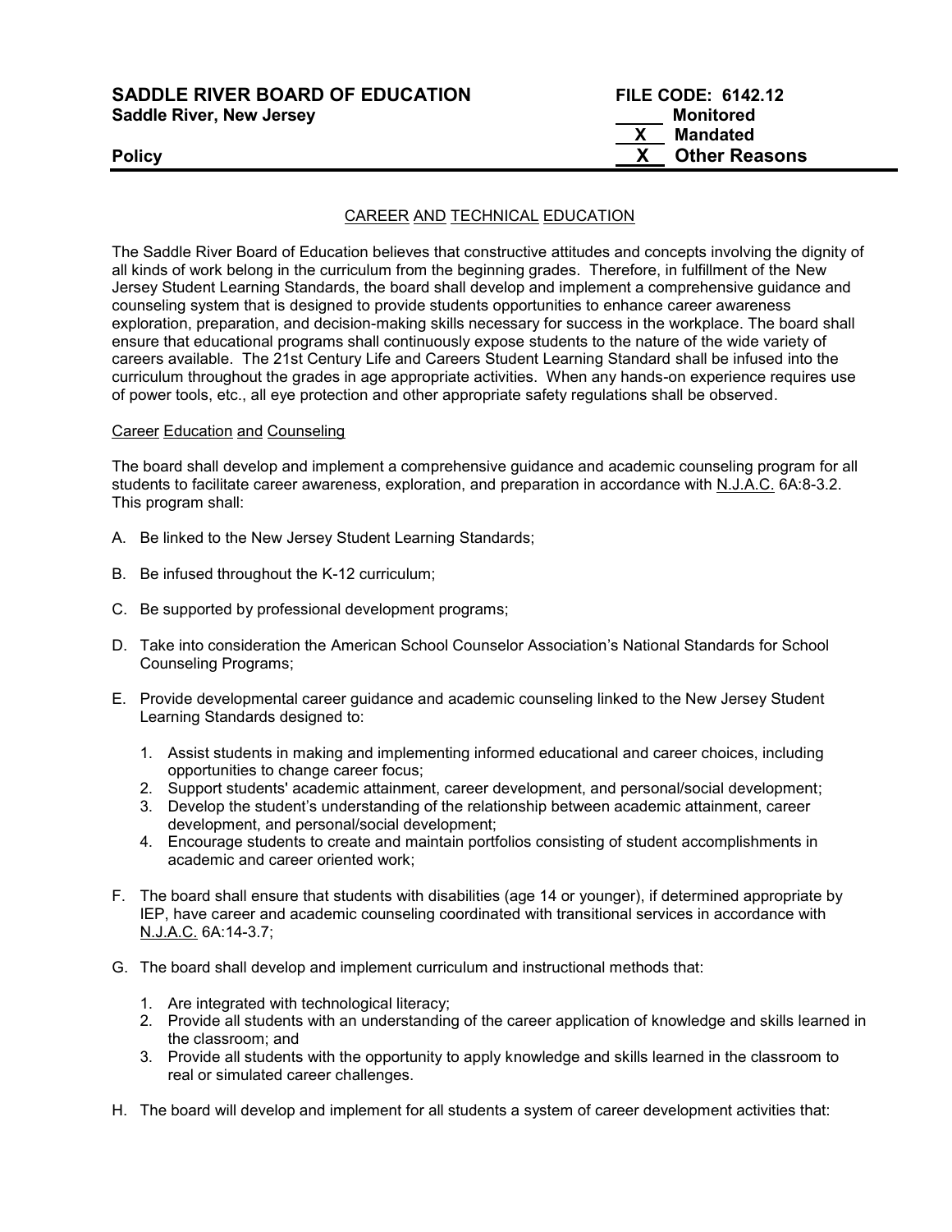**SADDLE RIVER BOARD OF EDUCATION**
**Saddle River, New Jersey**

**FILE CODE: 6142.12**
_____ **Monitored**
__X__ **Mandated**
__X__ **Other Reasons**

**Policy**

## CAREER AND TECHNICAL EDUCATION

The Saddle River Board of Education believes that constructive attitudes and concepts involving the dignity of all kinds of work belong in the curriculum from the beginning grades. Therefore, in fulfillment of the New Jersey Student Learning Standards, the board shall develop and implement a comprehensive guidance and counseling system that is designed to provide students opportunities to enhance career awareness exploration, preparation, and decision-making skills necessary for success in the workplace. The board shall ensure that educational programs shall continuously expose students to the nature of the wide variety of careers available. The 21st Century Life and Careers Student Learning Standard shall be infused into the curriculum throughout the grades in age appropriate activities. When any hands-on experience requires use of power tools, etc., all eye protection and other appropriate safety regulations shall be observed.

### Career Education and Counseling

The board shall develop and implement a comprehensive guidance and academic counseling program for all students to facilitate career awareness, exploration, and preparation in accordance with N.J.A.C. 6A:8-3.2. This program shall:

A. Be linked to the New Jersey Student Learning Standards;

B. Be infused throughout the K-12 curriculum;

C. Be supported by professional development programs;

D. Take into consideration the American School Counselor Association's National Standards for School Counseling Programs;

E. Provide developmental career guidance and academic counseling linked to the New Jersey Student Learning Standards designed to:

   1. Assist students in making and implementing informed educational and career choices, including opportunities to change career focus;
   2. Support students' academic attainment, career development, and personal/social development;
   3. Develop the student's understanding of the relationship between academic attainment, career development, and personal/social development;
   4. Encourage students to create and maintain portfolios consisting of student accomplishments in academic and career oriented work;

F. The board shall ensure that students with disabilities (age 14 or younger), if determined appropriate by IEP, have career and academic counseling coordinated with transitional services in accordance with N.J.A.C. 6A:14-3.7;

G. The board shall develop and implement curriculum and instructional methods that:

   1. Are integrated with technological literacy;
   2. Provide all students with an understanding of the career application of knowledge and skills learned in the classroom; and
   3. Provide all students with the opportunity to apply knowledge and skills learned in the classroom to real or simulated career challenges.

H. The board will develop and implement for all students a system of career development activities that: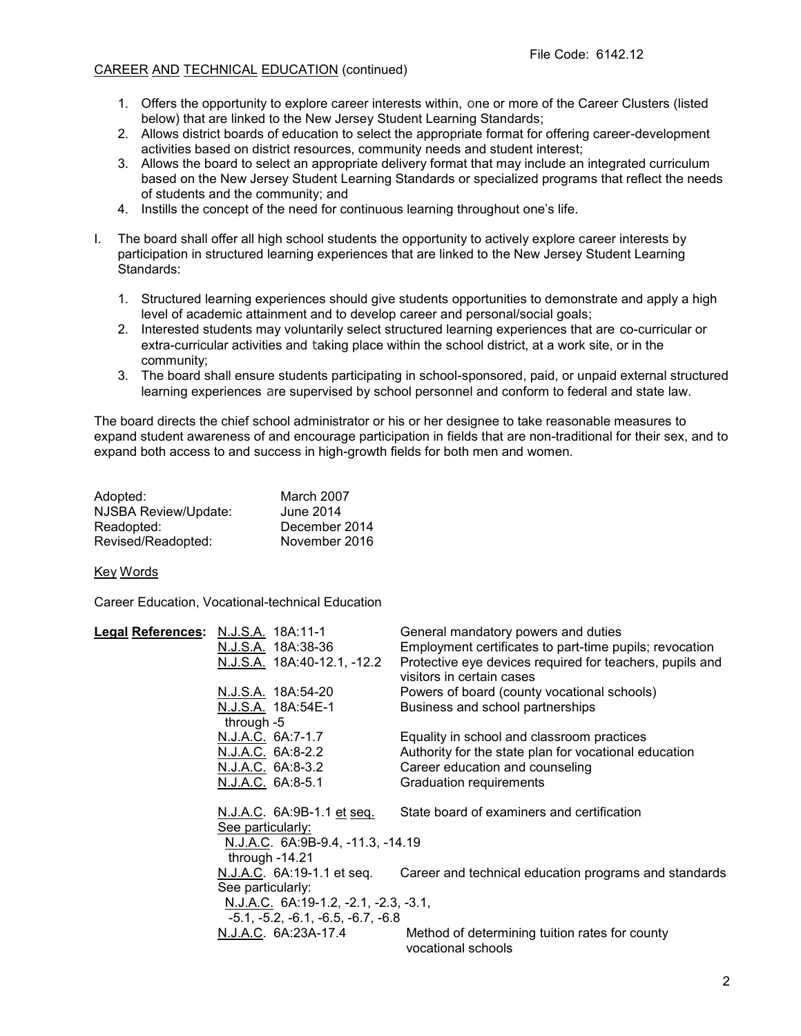CAREER AND TECHNICAL EDUCATION (continued)

1. Offers the opportunity to explore career interests within, one or more of the Career Clusters (listed below) that are linked to the New Jersey Student Learning Standards;
2. Allows district boards of education to select the appropriate format for offering career-development activities based on district resources, community needs and student interest;
3. Allows the board to select an appropriate delivery format that may include an integrated curriculum based on the New Jersey Student Learning Standards or specialized programs that reflect the needs of students and the community; and
4. Instills the concept of the need for continuous learning throughout one's life.

I. The board shall offer all high school students the opportunity to actively explore career interests by participation in structured learning experiences that are linked to the New Jersey Student Learning Standards:

   1. Structured learning experiences should give students opportunities to demonstrate and apply a high level of academic attainment and to develop career and personal/social goals;
   2. Interested students may voluntarily select structured learning experiences that are co-curricular or extra-curricular activities and taking place within the school district, at a work site, or in the community;
   3. The board shall ensure students participating in school-sponsored, paid, or unpaid external structured learning experiences are supervised by school personnel and conform to federal and state law.

The board directs the chief school administrator or his or her designee to take reasonable measures to expand student awareness of and encourage participation in fields that are non-traditional for their sex, and to expand both access to and success in high-growth fields for both men and women.

| | |
|---|---|
| Adopted: | March 2007 |
| NJSBA Review/Update: | June 2014 |
| Readopted: | December 2014 |
| Revised/Readopted: | November 2016 |

Key Words

Career Education, Vocational-technical Education

| Legal References: | | |
|---|---|---|
| | N.J.S.A. 18A:11-1 | General mandatory powers and duties |
| | N.J.S.A. 18A:38-36 | Employment certificates to part-time pupils; revocation |
| | N.J.S.A. 18A:40-12.1, -12.2 | Protective eye devices required for teachers, pupils and visitors in certain cases |
| | N.J.S.A. 18A:54-20 | Powers of board (county vocational schools) |
| | N.J.S.A. 18A:54E-1 through -5 | Business and school partnerships |
| | N.J.A.C. 6A:7-1.7 | Equality in school and classroom practices |
| | N.J.A.C. 6A:8-2.2 | Authority for the state plan for vocational education |
| | N.J.A.C. 6A:8-3.2 | Career education and counseling |
| | N.J.A.C. 6A:8-5.1 | Graduation requirements |
| | N.J.A.C. 6A:9B-1.1 et seq. | State board of examiners and certification |
| | See particularly: N.J.A.C. 6A:9B-9.4, -11.3, -14.19 through -14.21 | |
| | N.J.A.C. 6A:19-1.1 et seq. | Career and technical education programs and standards |
| | See particularly: N.J.A.C. 6A:19-1.2, -2.1, -2.3, -3.1, -5.1, -5.2, -6.1, -6.5, -6.7, -6.8 | |
| | N.J.A.C. 6A:23A-17.4 | Method of determining tuition rates for county vocational schools |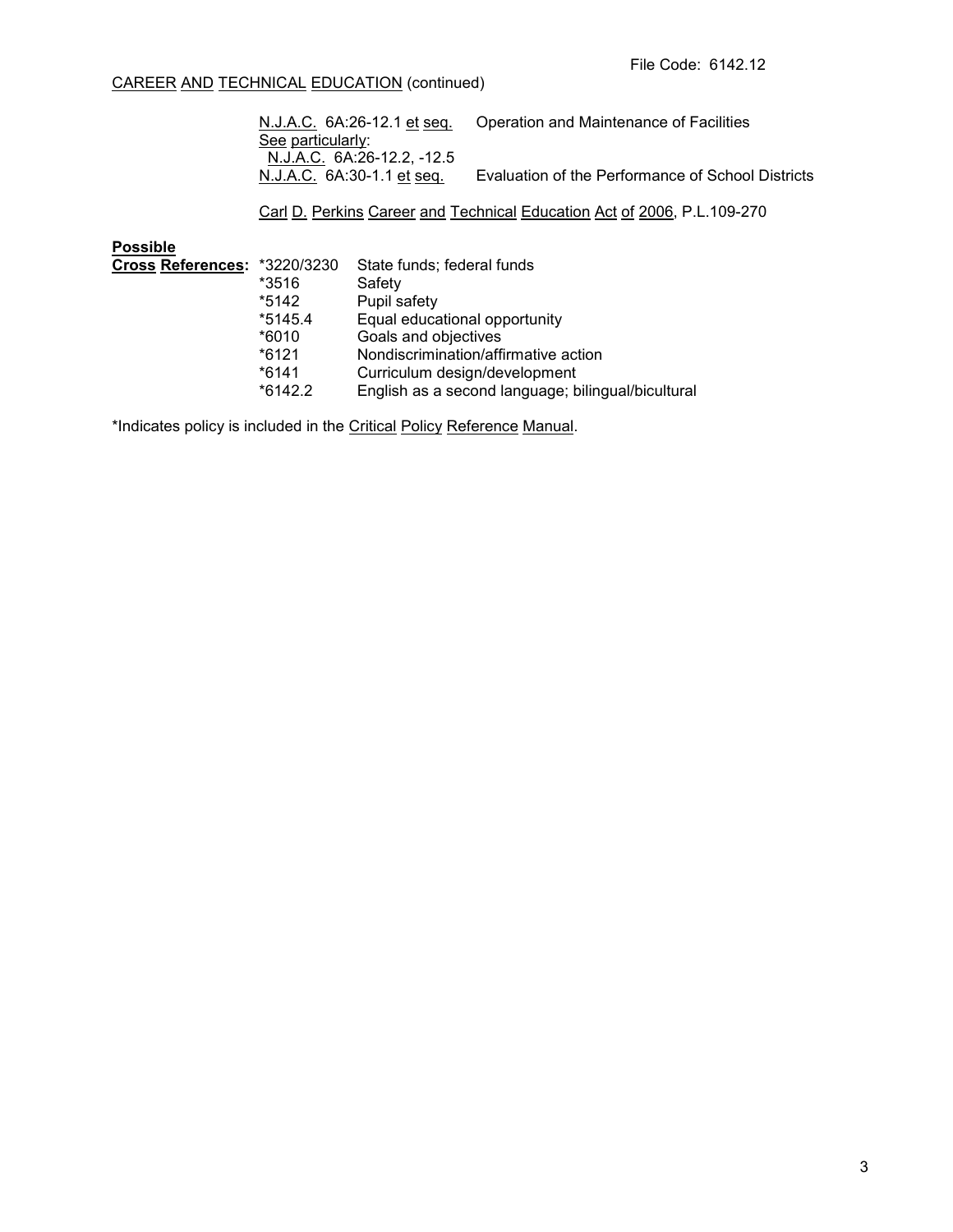CAREER AND TECHNICAL EDUCATION (continued)

| | |
|---|---|
| N.J.A.C. 6A:26-12.1 et seq. | Operation and Maintenance of Facilities |
| See particularly: N.J.A.C. 6A:26-12.2, -12.5 | |
| N.J.A.C. 6A:30-1.1 et seq. | Evaluation of the Performance of School Districts |

Carl D. Perkins Career and Technical Education Act of 2006, P.L.109-270

**Possible Cross References:**

| | |
|---|---|
| *3220/3230 | State funds; federal funds |
| *3516 | Safety |
| *5142 | Pupil safety |
| *5145.4 | Equal educational opportunity |
| *6010 | Goals and objectives |
| *6121 | Nondiscrimination/affirmative action |
| *6141 | Curriculum design/development |
| *6142.2 | English as a second language; bilingual/bicultural |

*Indicates policy is included in the Critical Policy Reference Manual.